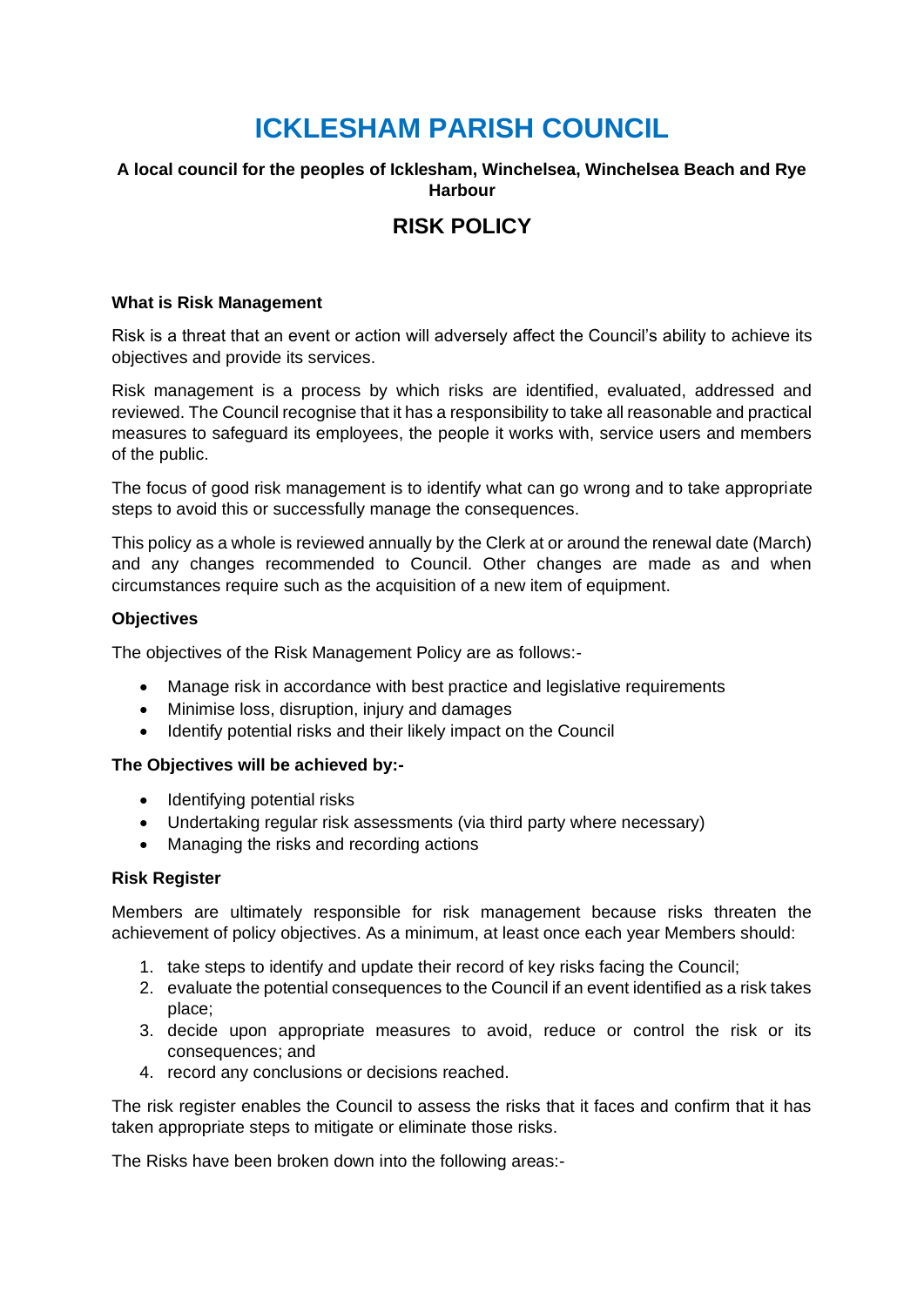# ICKLESHAM PARISH COUNCIL

**A local council for the peoples of Icklesham, Winchelsea, Winchelsea Beach and Rye Harbour**

## RISK POLICY

**What is Risk Management**

Risk is a threat that an event or action will adversely affect the Council's ability to achieve its objectives and provide its services.

Risk management is a process by which risks are identified, evaluated, addressed and reviewed. The Council recognise that it has a responsibility to take all reasonable and practical measures to safeguard its employees, the people it works with, service users and members of the public.

The focus of good risk management is to identify what can go wrong and to take appropriate steps to avoid this or successfully manage the consequences.

This policy as a whole is reviewed annually by the Clerk at or around the renewal date (March) and any changes recommended to Council. Other changes are made as and when circumstances require such as the acquisition of a new item of equipment.

**Objectives**

The objectives of the Risk Management Policy are as follows:-

- Manage risk in accordance with best practice and legislative requirements
- Minimise loss, disruption, injury and damages
- Identify potential risks and their likely impact on the Council

**The Objectives will be achieved by:-**

- Identifying potential risks
- Undertaking regular risk assessments (via third party where necessary)
- Managing the risks and recording actions

**Risk Register**

Members are ultimately responsible for risk management because risks threaten the achievement of policy objectives. As a minimum, at least once each year Members should:

1. take steps to identify and update their record of key risks facing the Council;
2. evaluate the potential consequences to the Council if an event identified as a risk takes place;
3. decide upon appropriate measures to avoid, reduce or control the risk or its consequences; and
4. record any conclusions or decisions reached.

The risk register enables the Council to assess the risks that it faces and confirm that it has taken appropriate steps to mitigate or eliminate those risks.

The Risks have been broken down into the following areas:-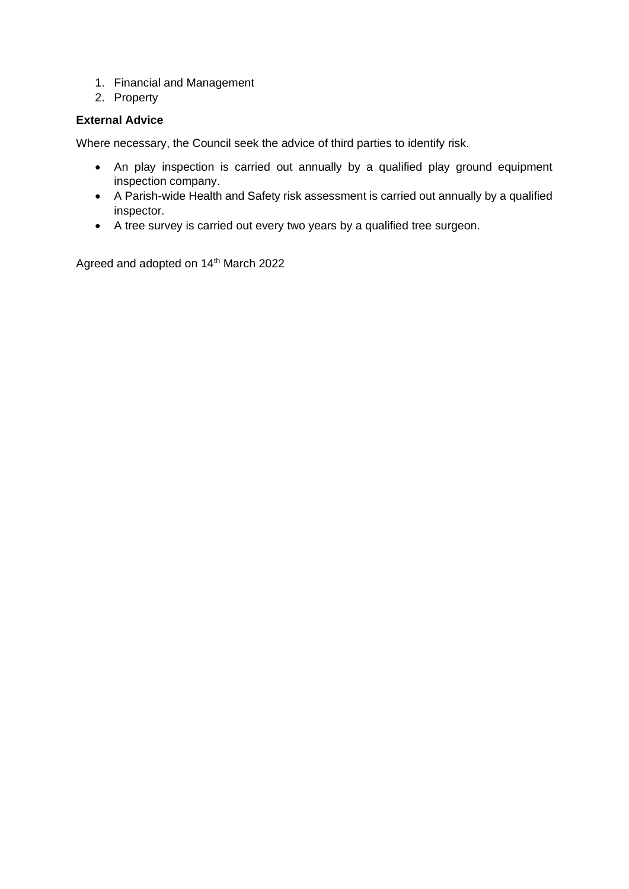1. Financial and Management
2. Property

**External Advice**

Where necessary, the Council seek the advice of third parties to identify risk.

- An play inspection is carried out annually by a qualified play ground equipment inspection company.
- A Parish-wide Health and Safety risk assessment is carried out annually by a qualified inspector.
- A tree survey is carried out every two years by a qualified tree surgeon.

Agreed and adopted on 14th March 2022